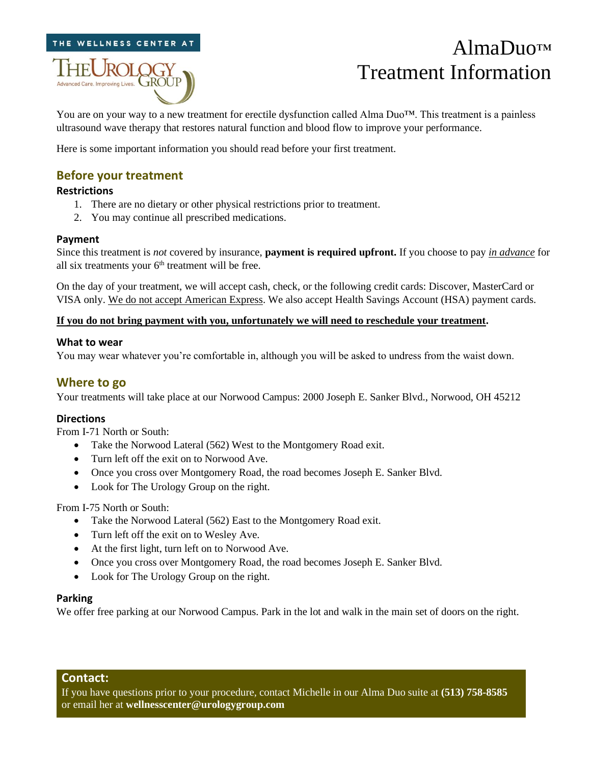THE WELLNESS CENTER AT

THE UROLOGY GROUP

Advanced Care. Improving Lives.

# AlmaDuo™ Treatment Information

You are on your way to a new treatment for erectile dysfunction called Alma Duo™. This treatment is a painless ultrasound wave therapy that restores natural function and blood flow to improve your performance.

Here is some important information you should read before your first treatment.

## Before your treatment

### Restrictions

1. There are no dietary or other physical restrictions prior to treatment.
2. You may continue all prescribed medications.

### Payment

Since this treatment is *not* covered by insurance, **payment is required upfront.** If you choose to pay ***in advance*** for all six treatments your 6th treatment will be free.

On the day of your treatment, we will accept cash, check, or the following credit cards: Discover, MasterCard or VISA only. We do not accept American Express. We also accept Health Savings Account (HSA) payment cards.

**If you do not bring payment with you, unfortunately we will need to reschedule your treatment.**

### What to wear

You may wear whatever you're comfortable in, although you will be asked to undress from the waist down.

## Where to go

Your treatments will take place at our Norwood Campus: 2000 Joseph E. Sanker Blvd., Norwood, OH 45212

### Directions

From I-71 North or South:

- Take the Norwood Lateral (562) West to the Montgomery Road exit.
- Turn left off the exit on to Norwood Ave.
- Once you cross over Montgomery Road, the road becomes Joseph E. Sanker Blvd.
- Look for The Urology Group on the right.

From I-75 North or South:

- Take the Norwood Lateral (562) East to the Montgomery Road exit.
- Turn left off the exit on to Wesley Ave.
- At the first light, turn left on to Norwood Ave.
- Once you cross over Montgomery Road, the road becomes Joseph E. Sanker Blvd.
- Look for The Urology Group on the right.

### Parking

We offer free parking at our Norwood Campus. Park in the lot and walk in the main set of doors on the right.

### Contact:

If you have questions prior to your procedure, contact Michelle in our Alma Duo suite at **(513) 758-8585** or email her at **wellnesscenter@urologygroup.com**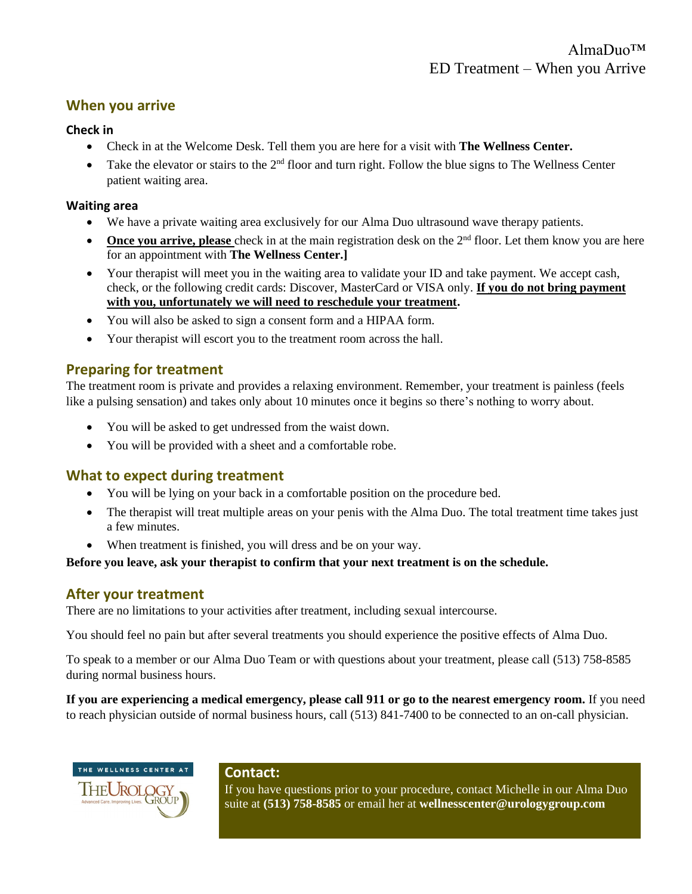AlmaDuo™
ED Treatment – When you Arrive

## When you arrive

### Check in

- Check in at the Welcome Desk. Tell them you are here for a visit with **The Wellness Center.**
- Take the elevator or stairs to the 2nd floor and turn right. Follow the blue signs to The Wellness Center patient waiting area.

### Waiting area

- We have a private waiting area exclusively for our Alma Duo ultrasound wave therapy patients.
- **Once you arrive, please** check in at the main registration desk on the 2nd floor. Let them know you are here for an appointment with **The Wellness Center.]**
- Your therapist will meet you in the waiting area to validate your ID and take payment. We accept cash, check, or the following credit cards: Discover, MasterCard or VISA only. **If you do not bring payment with you, unfortunately we will need to reschedule your treatment.**
- You will also be asked to sign a consent form and a HIPAA form.
- Your therapist will escort you to the treatment room across the hall.

## Preparing for treatment

The treatment room is private and provides a relaxing environment. Remember, your treatment is painless (feels like a pulsing sensation) and takes only about 10 minutes once it begins so there's nothing to worry about.

- You will be asked to get undressed from the waist down.
- You will be provided with a sheet and a comfortable robe.

## What to expect during treatment

- You will be lying on your back in a comfortable position on the procedure bed.
- The therapist will treat multiple areas on your penis with the Alma Duo. The total treatment time takes just a few minutes.
- When treatment is finished, you will dress and be on your way.

**Before you leave, ask your therapist to confirm that your next treatment is on the schedule.**

## After your treatment

There are no limitations to your activities after treatment, including sexual intercourse.

You should feel no pain but after several treatments you should experience the positive effects of Alma Duo.

To speak to a member or our Alma Duo Team or with questions about your treatment, please call (513) 758-8585 during normal business hours.

**If you are experiencing a medical emergency, please call 911 or go to the nearest emergency room.** If you need to reach physician outside of normal business hours, call (513) 841-7400 to be connected to an on-call physician.

THE WELLNESS CENTER AT THE UROLOGY GROUP
Advanced Care. Improving Lives.

**Contact:**

If you have questions prior to your procedure, contact Michelle in our Alma Duo suite at **(513) 758-8585** or email her at **wellnesscenter@urologygroup.com**